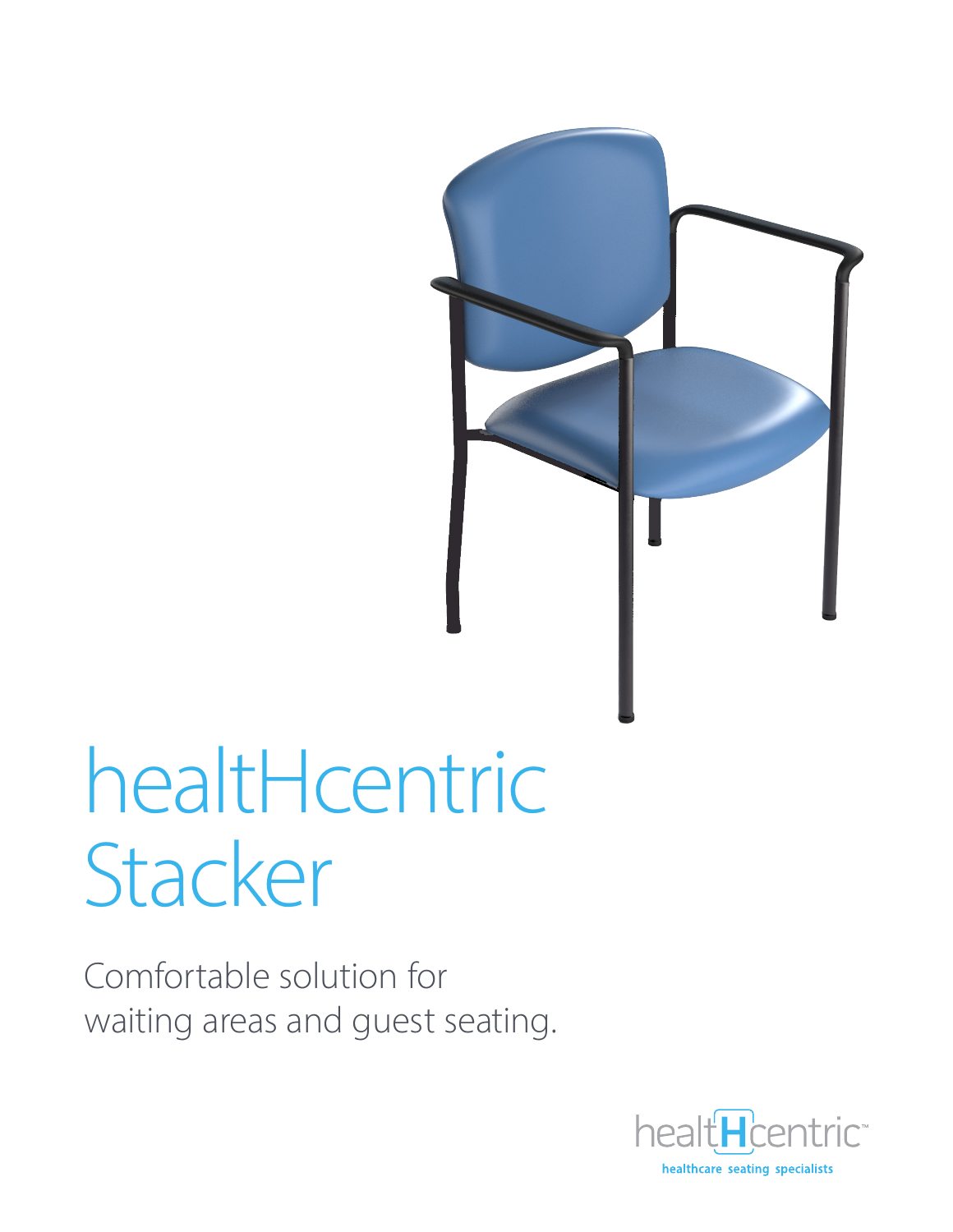# healtHcentric Stacker

Comfortable solution for waiting areas and guest seating.

healtHcentric™

**healthcare seating specialists**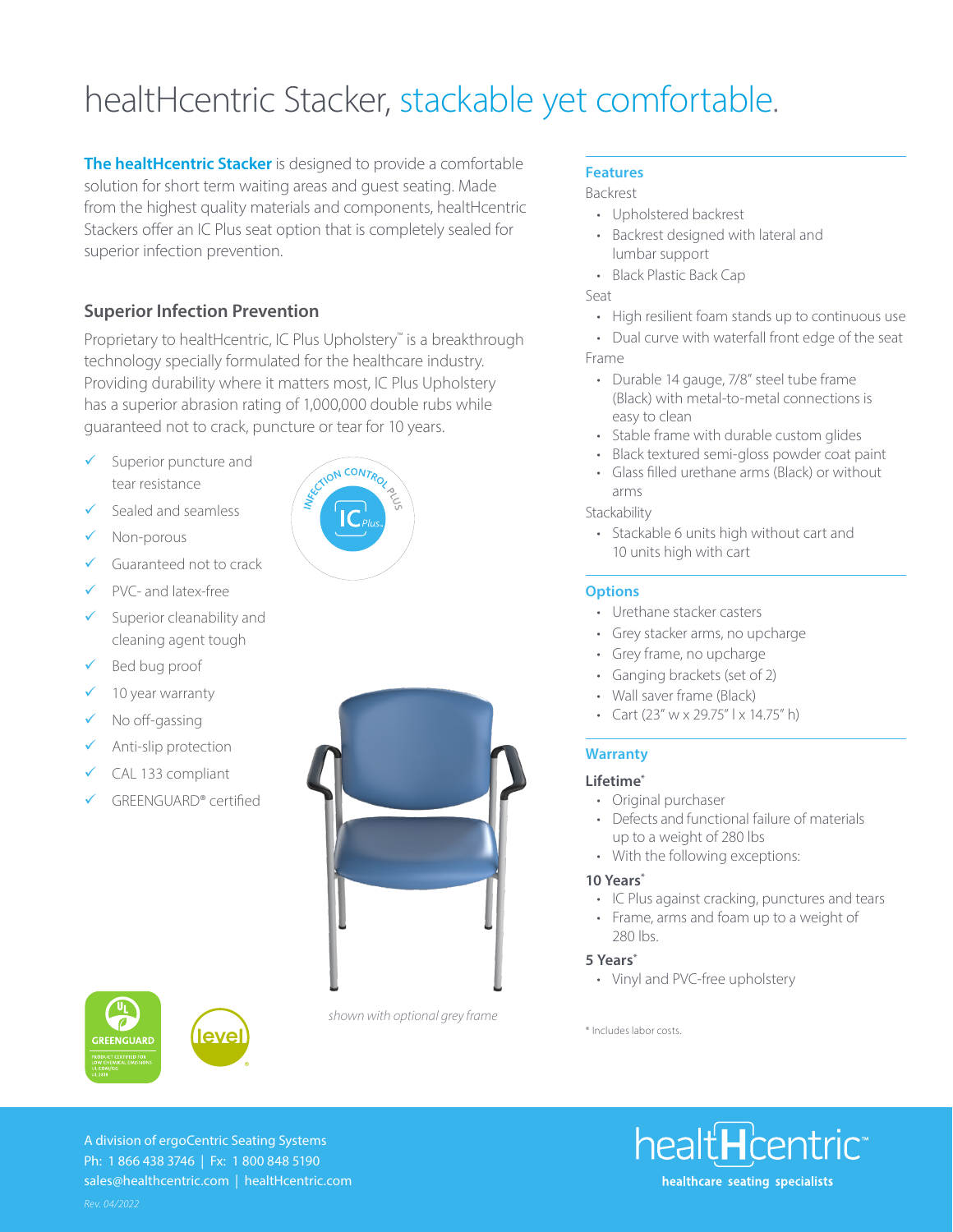# healtHcentric Stacker, stackable yet comfortable.

**The healtHcentric Stacker** is designed to provide a comfortable solution for short term waiting areas and guest seating. Made from the highest quality materials and components, healtHcentric Stackers offer an IC Plus seat option that is completely sealed for superior infection prevention.

## Superior Infection Prevention

Proprietary to healtHcentric, IC Plus Upholstery™ is a breakthrough technology specially formulated for the healthcare industry. Providing durability where it matters most, IC Plus Upholstery has a superior abrasion rating of 1,000,000 double rubs while guaranteed not to crack, puncture or tear for 10 years.

- ✓ Superior puncture and tear resistance
- ✓ Sealed and seamless
- ✓ Non-porous
- ✓ Guaranteed not to crack
- ✓ PVC- and latex-free
- ✓ Superior cleanability and cleaning agent tough
- ✓ Bed bug proof
- ✓ 10 year warranty
- ✓ No off-gassing
- ✓ Anti-slip protection
- ✓ CAL 133 compliant
- ✓ GREENGUARD® certified

*shown with optional grey frame*

## Features

Backrest

- Upholstered backrest
- Backrest designed with lateral and lumbar support
- Black Plastic Back Cap

Seat

- High resilient foam stands up to continuous use
- Dual curve with waterfall front edge of the seat

Frame

- Durable 14 gauge, 7/8" steel tube frame (Black) with metal-to-metal connections is easy to clean
- Stable frame with durable custom glides
- Black textured semi-gloss powder coat paint
- Glass filled urethane arms (Black) or without arms

Stackability

- Stackable 6 units high without cart and 10 units high with cart

## Options

- Urethane stacker casters
- Grey stacker arms, no upcharge
- Grey frame, no upcharge
- Ganging brackets (set of 2)
- Wall saver frame (Black)
- Cart (23" w x 29.75" l x 14.75" h)

## Warranty

### Lifetime*

- Original purchaser
- Defects and functional failure of materials up to a weight of 280 lbs
- With the following exceptions:

### 10 Years*

- IC Plus against cracking, punctures and tears
- Frame, arms and foam up to a weight of 280 lbs.

### 5 Years*

- Vinyl and PVC-free upholstery

\* Includes labor costs.

A division of ergoCentric Seating Systems
Ph: 1 866 438 3746 | Fx: 1 800 848 5190
sales@healthcentric.com | healtHcentric.com

Rev. 04/2022

healtHcentric™
healthcare seating specialists